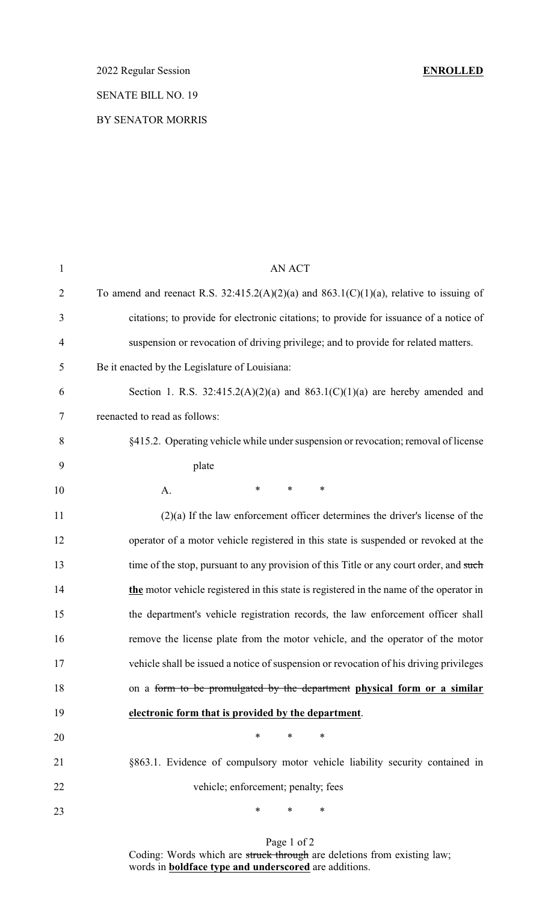2022 Regular Session **ENROLLED**

SENATE BILL NO. 19

BY SENATOR MORRIS

AN ACT

To amend and reenact R.S. 32:415.2(A)(2)(a) and 863.1(C)(1)(a), relative to issuing of citations; to provide for electronic citations; to provide for issuance of a notice of suspension or revocation of driving privilege; and to provide for related matters.

Be it enacted by the Legislature of Louisiana:

Section 1. R.S. 32:415.2(A)(2)(a) and 863.1(C)(1)(a) are hereby amended and reenacted to read as follows:

§415.2. Operating vehicle while under suspension or revocation; removal of license plate

A. * * *

(2)(a) If the law enforcement officer determines the driver's license of the operator of a motor vehicle registered in this state is suspended or revoked at the time of the stop, pursuant to any provision of this Title or any court order, and ~~such~~ **__the__** motor vehicle registered in this state is registered in the name of the operator in the department's vehicle registration records, the law enforcement officer shall remove the license plate from the motor vehicle, and the operator of the motor vehicle shall be issued a notice of suspension or revocation of his driving privileges on a ~~form to be promulgated by the department~~ **__physical form or a similar electronic form that is provided by the department__**.

* * *

§863.1. Evidence of compulsory motor vehicle liability security contained in vehicle; enforcement; penalty; fees

* * *

Coding: Words which are ~~struck through~~ are deletions from existing law; words in **__boldface type and underscored__** are additions.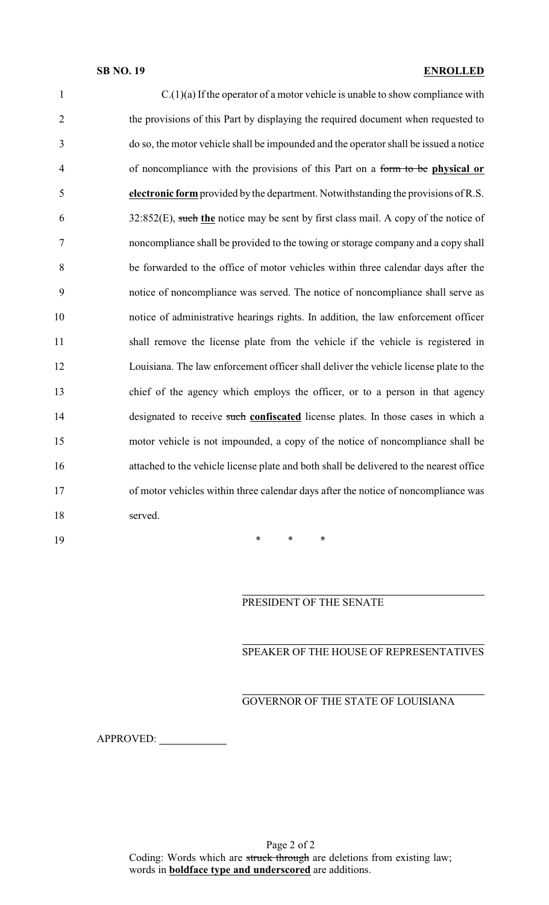C.(1)(a) If the operator of a motor vehicle is unable to show compliance with the provisions of this Part by displaying the required document when requested to do so, the motor vehicle shall be impounded and the operator shall be issued a notice of noncompliance with the provisions of this Part on a ~~form to be~~ **physical or electronic form** provided by the department. Notwithstanding the provisions of R.S. 32:852(E), ~~such~~ **the** notice may be sent by first class mail. A copy of the notice of noncompliance shall be provided to the towing or storage company and a copy shall be forwarded to the office of motor vehicles within three calendar days after the notice of noncompliance was served. The notice of noncompliance shall serve as notice of administrative hearings rights. In addition, the law enforcement officer shall remove the license plate from the vehicle if the vehicle is registered in Louisiana. The law enforcement officer shall deliver the vehicle license plate to the chief of the agency which employs the officer, or to a person in that agency designated to receive ~~such~~ **confiscated** license plates. In those cases in which a motor vehicle is not impounded, a copy of the notice of noncompliance shall be attached to the vehicle license plate and both shall be delivered to the nearest office of motor vehicles within three calendar days after the notice of noncompliance was served.

\* \* \*

PRESIDENT OF THE SENATE

SPEAKER OF THE HOUSE OF REPRESENTATIVES

GOVERNOR OF THE STATE OF LOUISIANA

APPROVED: ____________

Coding: Words which are ~~struck through~~ are deletions from existing law; words in **boldface type and underscored** are additions.